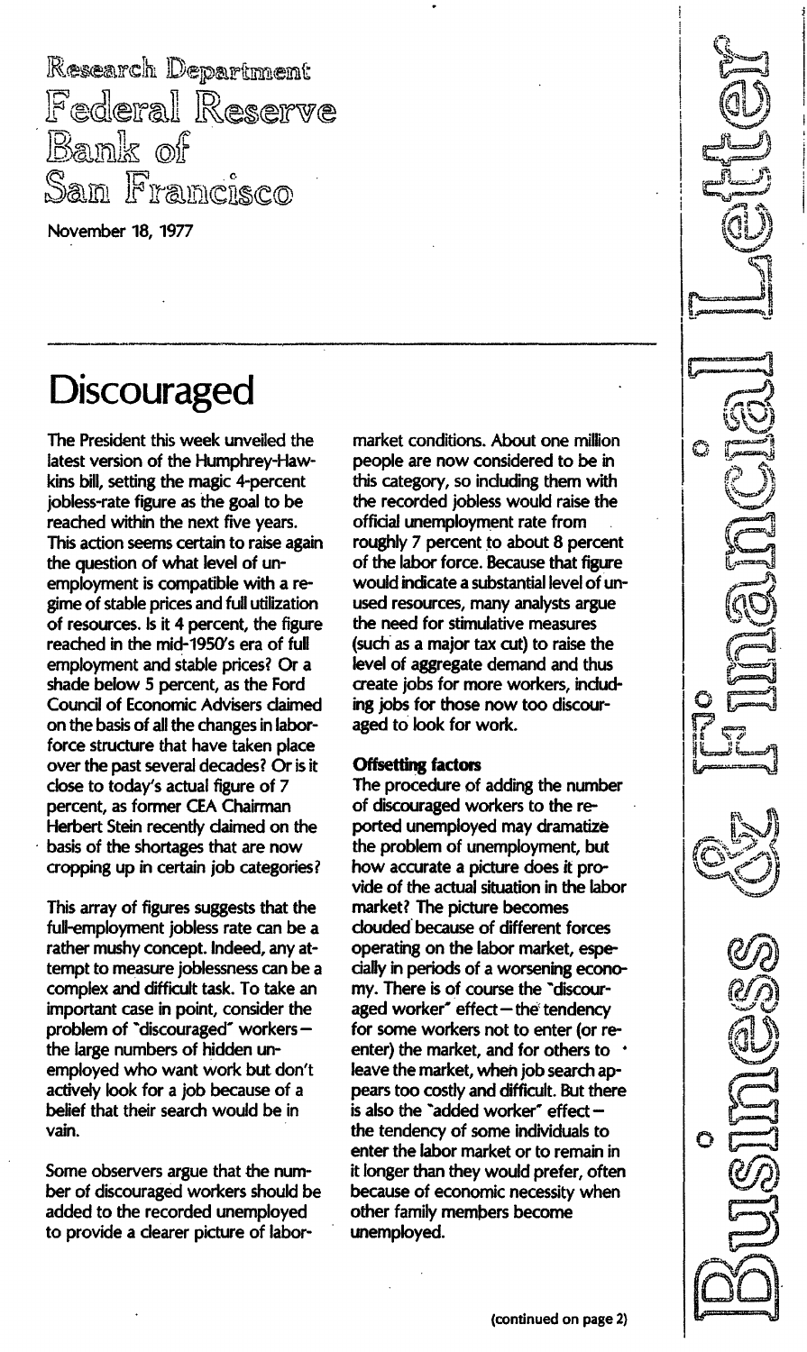Research Department
Federal Reserve
Bank of
San Francisco

November 18, 1977

Business & Financial Letter

# Discouraged

The President this week unveiled the latest version of the Humphrey-Hawkins bill, setting the magic 4-percent jobless-rate figure as the goal to be reached within the next five years. This action seems certain to raise again the question of what level of unemployment is compatible with a regime of stable prices and full utilization of resources. Is it 4 percent, the figure reached in the mid-1950's era of full employment and stable prices? Or a shade below 5 percent, as the Ford Council of Economic Advisers claimed on the basis of all the changes in labor-force structure that have taken place over the past several decades? Or is it close to today's actual figure of 7 percent, as former CEA Chairman Herbert Stein recently claimed on the basis of the shortages that are now cropping up in certain job categories?

This array of figures suggests that the full-employment jobless rate can be a rather mushy concept. Indeed, any attempt to measure joblessness can be a complex and difficult task. To take an important case in point, consider the problem of "discouraged" workers—the large numbers of hidden unemployed who want work but don't actively look for a job because of a belief that their search would be in vain.

Some observers argue that the number of discouraged workers should be added to the recorded unemployed to provide a clearer picture of labor-market conditions. About one million people are now considered to be in this category, so including them with the recorded jobless would raise the official unemployment rate from roughly 7 percent to about 8 percent of the labor force. Because that figure would indicate a substantial level of unused resources, many analysts argue the need for stimulative measures (such as a major tax cut) to raise the level of aggregate demand and thus create jobs for more workers, including jobs for those now too discouraged to look for work.

**Offsetting factors**

The procedure of adding the number of discouraged workers to the reported unemployed may dramatize the problem of unemployment, but how accurate a picture does it provide of the actual situation in the labor market? The picture becomes clouded because of different forces operating on the labor market, especially in periods of a worsening economy. There is of course the "discouraged worker" effect—the tendency for some workers not to enter (or re-enter) the market, and for others to leave the market, when job search appears too costly and difficult. But there is also the "added worker" effect—the tendency of some individuals to enter the labor market or to remain in it longer than they would prefer, often because of economic necessity when other family members become unemployed.

(continued on page 2)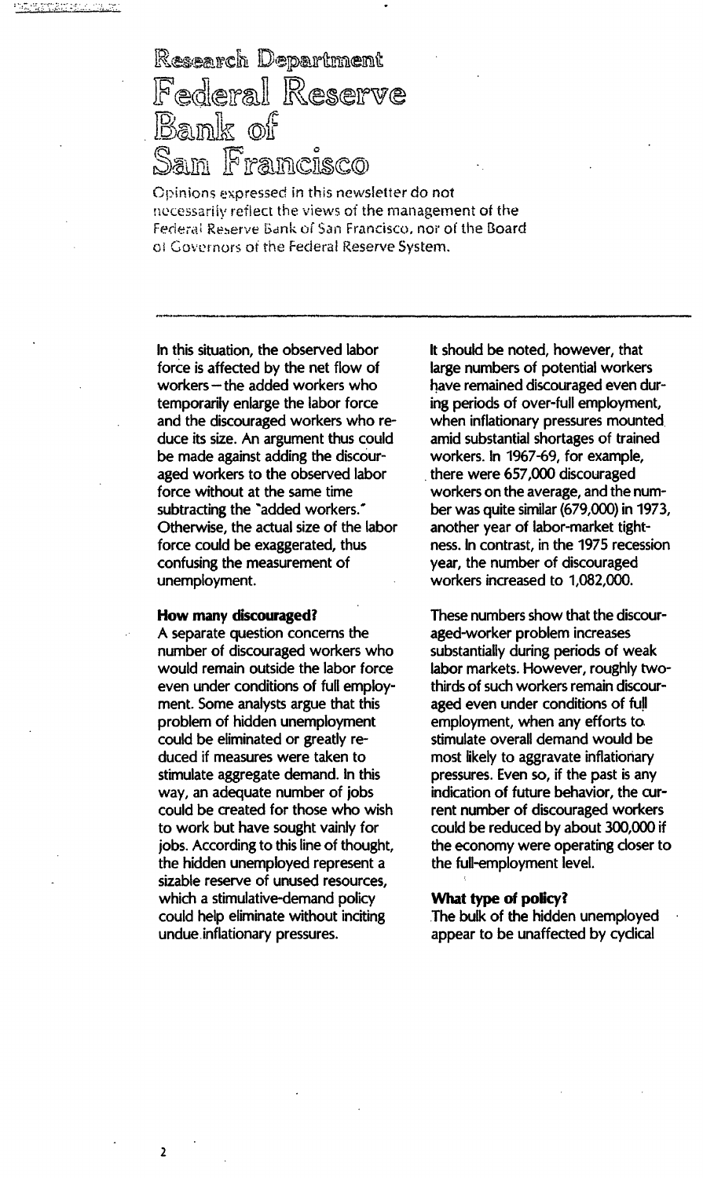# Research Department Federal Reserve Bank of San Francisco

Opinions expressed in this newsletter do not necessarily reflect the views of the management of the Federal Reserve Bank of San Francisco, nor of the Board of Governors of the Federal Reserve System.

In this situation, the observed labor force is affected by the net flow of workers—the added workers who temporarily enlarge the labor force and the discouraged workers who reduce its size. An argument thus could be made against adding the discouraged workers to the observed labor force without at the same time subtracting the "added workers." Otherwise, the actual size of the labor force could be exaggerated, thus confusing the measurement of unemployment.

**How many discouraged?**

A separate question concerns the number of discouraged workers who would remain outside the labor force even under conditions of full employment. Some analysts argue that this problem of hidden unemployment could be eliminated or greatly reduced if measures were taken to stimulate aggregate demand. In this way, an adequate number of jobs could be created for those who wish to work but have sought vainly for jobs. According to this line of thought, the hidden unemployed represent a sizable reserve of unused resources, which a stimulative-demand policy could help eliminate without inciting undue inflationary pressures.

It should be noted, however, that large numbers of potential workers have remained discouraged even during periods of over-full employment, when inflationary pressures mounted amid substantial shortages of trained workers. In 1967-69, for example, there were 657,000 discouraged workers on the average, and the number was quite similar (679,000) in 1973, another year of labor-market tightness. In contrast, in the 1975 recession year, the number of discouraged workers increased to 1,082,000.

These numbers show that the discouraged-worker problem increases substantially during periods of weak labor markets. However, roughly two-thirds of such workers remain discouraged even under conditions of full employment, when any efforts to stimulate overall demand would be most likely to aggravate inflationary pressures. Even so, if the past is any indication of future behavior, the current number of discouraged workers could be reduced by about 300,000 if the economy were operating closer to the full-employment level.

**What type of policy?**

The bulk of the hidden unemployed appear to be unaffected by cyclical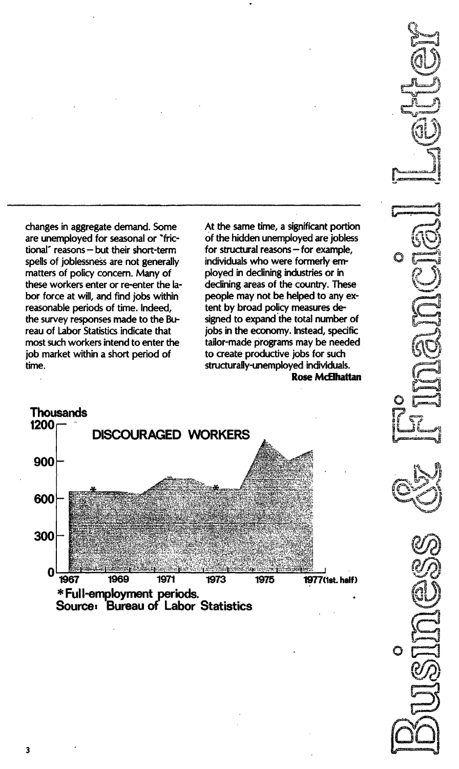changes in aggregate demand. Some are unemployed for seasonal or "frictional" reasons — but their short-term spells of joblessness are not generally matters of policy concern. Many of these workers enter or re-enter the labor force at will, and find jobs within reasonable periods of time. Indeed, the survey responses made to the Bureau of Labor Statistics indicate that most such workers intend to enter the job market within a short period of time.

At the same time, a significant portion of the hidden unemployed are jobless for structural reasons — for example, individuals who were formerly employed in declining industries or in declining areas of the country. These people may not be helped to any extent by broad policy measures designed to expand the total number of jobs in the economy. Instead, specific tailor-made programs may be needed to create productive jobs for such structurally-unemployed individuals.

**Rose McElhattan**

DISCOURAGED WORKERS

Thousands

1200, 900, 600, 300, 0

1967, 1969, 1971, 1973, 1975, 1977 (1st. half)

*Full-employment periods.

Source: Bureau of Labor Statistics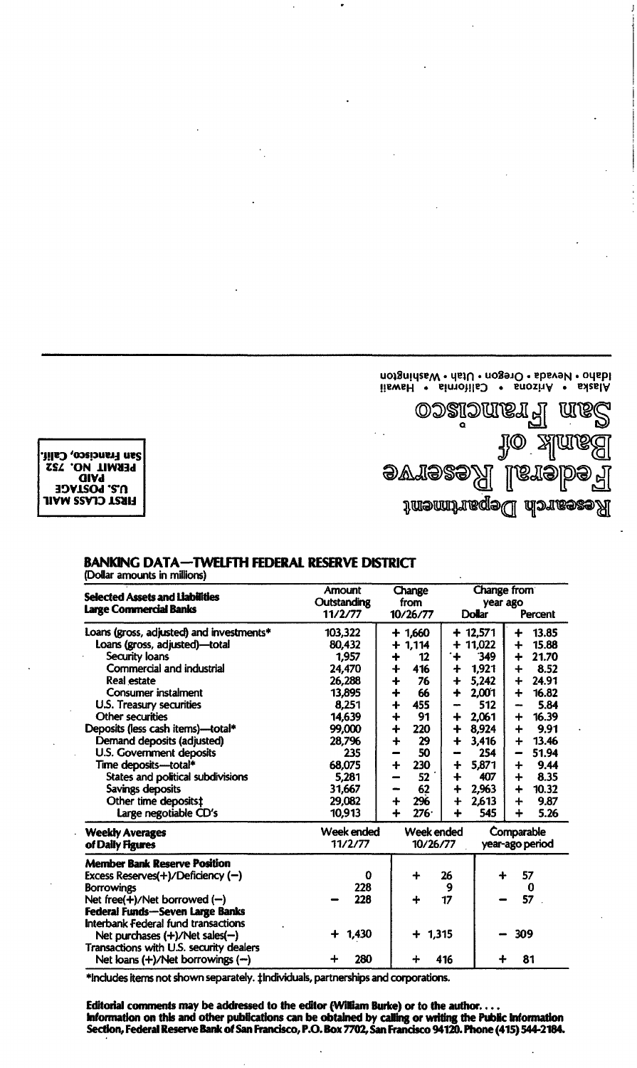Research Department
Federal Reserve
Bank of
San Francisco

Alaska • Arizona • California • Hawaii
Idaho • Nevada • Oregon • Utah • Washington

FIRST CLASS MAIL
U.S. POSTAGE
PAID
PERMIT NO. 752
San Francisco, Calif.

## BANKING DATA—TWELFTH FEDERAL RESERVE DISTRICT

(Dollar amounts in millions)

| Selected Assets and Liabilities Large Commercial Banks | Amount Outstanding 11/2/77 | Change from 10/26/77 | Change from year ago Dollar | Percent |
|---|---|---|---|---|
| Loans (gross, adjusted) and investments* | 103,322 | + 1,660 | + 12,571 | + 13.85 |
| Loans (gross, adjusted)—total | 80,432 | + 1,114 | + 11,022 | + 15.88 |
| Security loans | 1,957 | + 12 | + 349 | + 21.70 |
| Commercial and industrial | 24,470 | + 416 | + 1,921 | + 8.52 |
| Real estate | 26,288 | + 76 | + 5,242 | + 24.91 |
| Consumer instalment | 13,895 | + 66 | + 2,001 | + 16.82 |
| U.S. Treasury securities | 8,251 | + 455 | − 512 | − 5.84 |
| Other securities | 14,639 | + 91 | + 2,061 | + 16.39 |
| Deposits (less cash items)—total* | 99,000 | + 220 | + 8,924 | + 9.91 |
| Demand deposits (adjusted) | 28,796 | + 29 | + 3,416 | + 13.46 |
| U.S. Government deposits | 235 | − 50 | − 254 | − 51.94 |
| Time deposits—total* | 68,075 | + 230 | + 5,871 | + 9.44 |
| States and political subdivisions | 5,281 | − 52 | + 407 | + 8.35 |
| Savings deposits | 31,667 | − 62 | + 2,963 | + 10.32 |
| Other time deposits‡ | 29,082 | + 296 | + 2,613 | + 9.87 |
| Large negotiable CD's | 10,913 | + 276 | + 545 | + 5.26 |

| Weekly Averages of Daily Figures | Week ended 11/2/77 | Week ended 10/26/77 | Comparable year-ago period |
|---|---|---|---|
| **Member Bank Reserve Position** | | | |
| Excess Reserves(+)/Deficiency (−) | 0 | + 26 | + 57 |
| Borrowings | 228 | 9 | 0 |
| Net free(+)/Net borrowed (−) | − 228 | + 17 | − 57 |
| **Federal Funds—Seven Large Banks** | | | |
| Interbank Federal fund transactions | | | |
| Net purchases (+)/Net sales(−) | + 1,430 | + 1,315 | − 309 |
| Transactions with U.S. security dealers | | | |
| Net loans (+)/Net borrowings (−) | + 280 | + 416 | + 81 |

*Includes items not shown separately. ‡Individuals, partnerships and corporations.

**Editorial comments may be addressed to the editor (William Burke) or to the author. . . .**
**Information on this and other publications can be obtained by calling or writing the Public Information Section, Federal Reserve Bank of San Francisco, P.O. Box 7702, San Francisco 94120. Phone (415) 544-2184.**